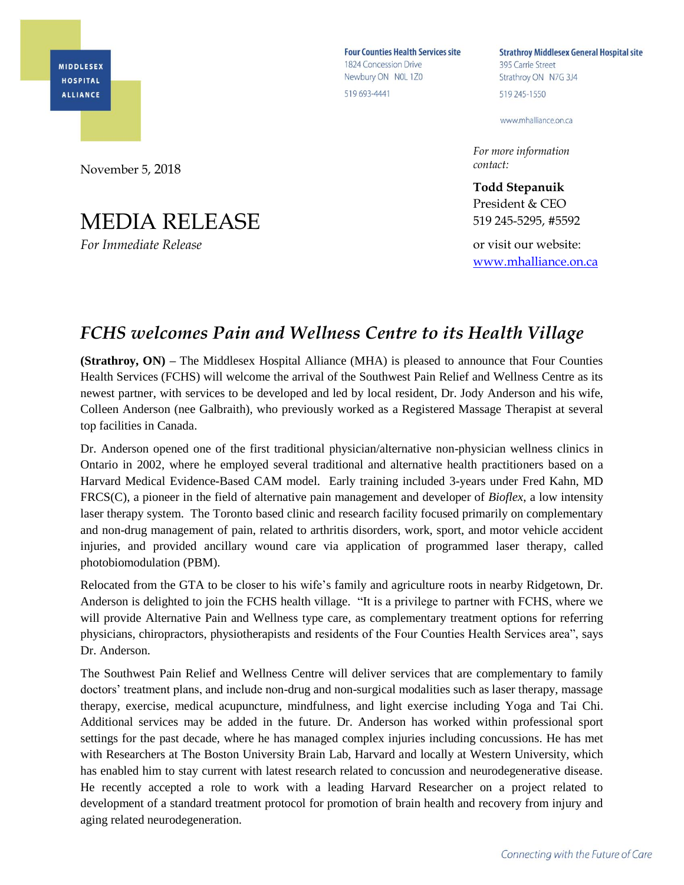MIDDLESEX HOSPITAL ALLIANCE

**Four Counties Health Services site**
1824 Concession Drive
Newbury ON N0L 1Z0
519 693-4441

**Strathroy Middlesex General Hospital site**
395 Carrie Street
Strathroy ON N7G 3J4
519 245-1550

www.mhalliance.on.ca

November 5, 2018

# MEDIA RELEASE

*For Immediate Release*

*For more information contact:*

**Todd Stepanuik**
President & CEO
519 245-5295, #5592

or visit our website:
www.mhalliance.on.ca

## *FCHS welcomes Pain and Wellness Centre to its Health Village*

**(Strathroy, ON) –** The Middlesex Hospital Alliance (MHA) is pleased to announce that Four Counties Health Services (FCHS) will welcome the arrival of the Southwest Pain Relief and Wellness Centre as its newest partner, with services to be developed and led by local resident, Dr. Jody Anderson and his wife, Colleen Anderson (nee Galbraith), who previously worked as a Registered Massage Therapist at several top facilities in Canada.

Dr. Anderson opened one of the first traditional physician/alternative non-physician wellness clinics in Ontario in 2002, where he employed several traditional and alternative health practitioners based on a Harvard Medical Evidence-Based CAM model. Early training included 3-years under Fred Kahn, MD FRCS(C), a pioneer in the field of alternative pain management and developer of *Bioflex*, a low intensity laser therapy system. The Toronto based clinic and research facility focused primarily on complementary and non-drug management of pain, related to arthritis disorders, work, sport, and motor vehicle accident injuries, and provided ancillary wound care via application of programmed laser therapy, called photobiomodulation (PBM).

Relocated from the GTA to be closer to his wife's family and agriculture roots in nearby Ridgetown, Dr. Anderson is delighted to join the FCHS health village. "It is a privilege to partner with FCHS, where we will provide Alternative Pain and Wellness type care, as complementary treatment options for referring physicians, chiropractors, physiotherapists and residents of the Four Counties Health Services area", says Dr. Anderson.

The Southwest Pain Relief and Wellness Centre will deliver services that are complementary to family doctors' treatment plans, and include non-drug and non-surgical modalities such as laser therapy, massage therapy, exercise, medical acupuncture, mindfulness, and light exercise including Yoga and Tai Chi. Additional services may be added in the future. Dr. Anderson has worked within professional sport settings for the past decade, where he has managed complex injuries including concussions. He has met with Researchers at The Boston University Brain Lab, Harvard and locally at Western University, which has enabled him to stay current with latest research related to concussion and neurodegenerative disease. He recently accepted a role to work with a leading Harvard Researcher on a project related to development of a standard treatment protocol for promotion of brain health and recovery from injury and aging related neurodegeneration.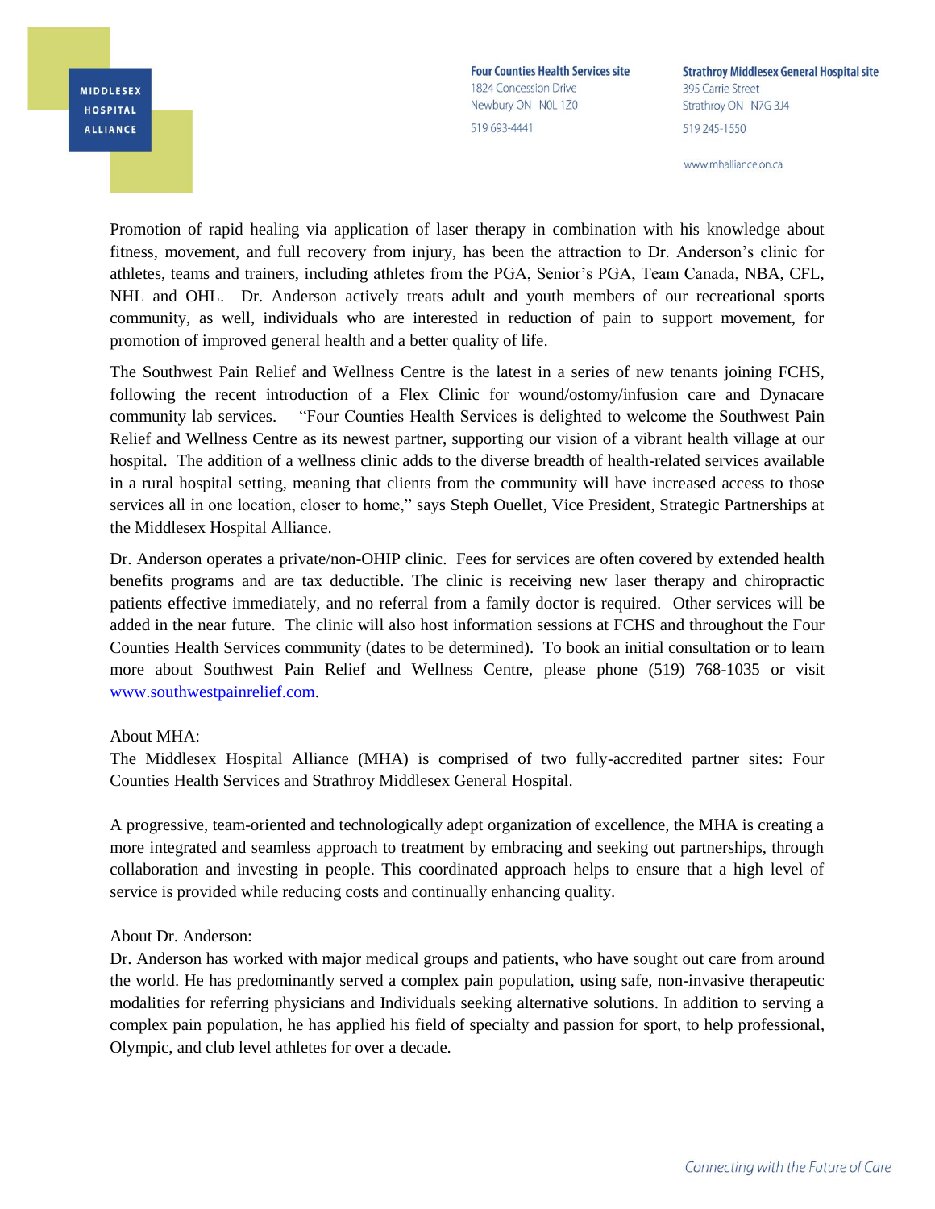Promotion of rapid healing via application of laser therapy in combination with his knowledge about fitness, movement, and full recovery from injury, has been the attraction to Dr. Anderson's clinic for athletes, teams and trainers, including athletes from the PGA, Senior's PGA, Team Canada, NBA, CFL, NHL and OHL. Dr. Anderson actively treats adult and youth members of our recreational sports community, as well, individuals who are interested in reduction of pain to support movement, for promotion of improved general health and a better quality of life.

The Southwest Pain Relief and Wellness Centre is the latest in a series of new tenants joining FCHS, following the recent introduction of a Flex Clinic for wound/ostomy/infusion care and Dynacare community lab services. "Four Counties Health Services is delighted to welcome the Southwest Pain Relief and Wellness Centre as its newest partner, supporting our vision of a vibrant health village at our hospital. The addition of a wellness clinic adds to the diverse breadth of health-related services available in a rural hospital setting, meaning that clients from the community will have increased access to those services all in one location, closer to home," says Steph Ouellet, Vice President, Strategic Partnerships at the Middlesex Hospital Alliance.

Dr. Anderson operates a private/non-OHIP clinic. Fees for services are often covered by extended health benefits programs and are tax deductible. The clinic is receiving new laser therapy and chiropractic patients effective immediately, and no referral from a family doctor is required. Other services will be added in the near future. The clinic will also host information sessions at FCHS and throughout the Four Counties Health Services community (dates to be determined). To book an initial consultation or to learn more about Southwest Pain Relief and Wellness Centre, please phone (519) 768-1035 or visit www.southwestpainrelief.com.

About MHA:

The Middlesex Hospital Alliance (MHA) is comprised of two fully-accredited partner sites: Four Counties Health Services and Strathroy Middlesex General Hospital.

A progressive, team-oriented and technologically adept organization of excellence, the MHA is creating a more integrated and seamless approach to treatment by embracing and seeking out partnerships, through collaboration and investing in people. This coordinated approach helps to ensure that a high level of service is provided while reducing costs and continually enhancing quality.

About Dr. Anderson:

Dr. Anderson has worked with major medical groups and patients, who have sought out care from around the world. He has predominantly served a complex pain population, using safe, non-invasive therapeutic modalities for referring physicians and Individuals seeking alternative solutions. In addition to serving a complex pain population, he has applied his field of specialty and passion for sport, to help professional, Olympic, and club level athletes for over a decade.